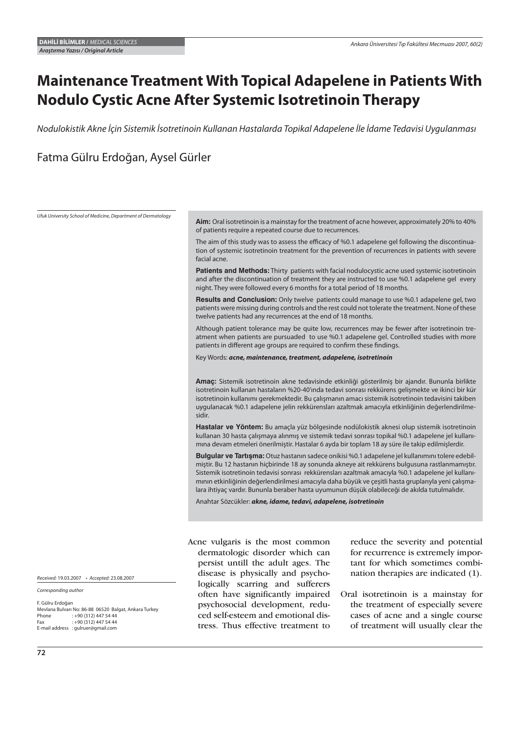DAHİLİ BİLİMLER / *MEDICAL SCIENCES*

***Araştırma Yazısı / Original Article***

# Maintenance Treatment With Topical Adapelene in Patients With Nodulo Cystic Acne After Systemic Isotretinoin Therapy

*Nodulokistik Akne İçin Sistemik İsotretinoin Kullanan Hastalarda Topikal Adapelene İle İdame Tedavisi Uygulanması*

Fatma Gülru Erdoğan, Aysel Gürler

*Ufuk University School of Medicine, Department of Dermatology*

**Aim:** Oral isotretinoin is a mainstay for the treatment of acne however, approximately 20% to 40% of patients require a repeated course due to recurrences.

The aim of this study was to assess the efficacy of %0.1 adapelene gel following the discontinuation of systemic isotretinoin treatment for the prevention of recurrences in patients with severe facial acne.

**Patients and Methods:** Thirty patients with facial nodulocystic acne used systemic isotretinoin and after the discontinuation of treatment they are instructed to use %0.1 adapelene gel every night. They were followed every 6 months for a total period of 18 months.

**Results and Conclusion:** Only twelve patients could manage to use %0.1 adapelene gel, two patients were missing during controls and the rest could not tolerate the treatment. None of these twelve patients had any recurrences at the end of 18 months.

Although patient tolerance may be quite low, recurrences may be fewer after isotretinoin treatment when patients are pursuaded to use %0.1 adapelene gel. Controlled studies with more patients in different age groups are required to confirm these findings.

Key Words: ***acne, maintenance, treatment, adapelene, isotretinoin***

**Amaç:** Sistemik isotretinoin akne tedavisinde etkinliği gösterilmiş bir ajandır. Bununla birlikte isotretinoin kullanan hastaların %20-40'ında tedavi sonrası rekkürens gelişmekte ve ikinci bir kür isotretinoin kullanımı gerekmektedir. Bu çalışmanın amacı sistemik isotretinoin tedavisini takiben uygulanacak %0.1 adapelene jelin rekkürensları azaltmak amacıyla etkinliğinin değerlendirilmesidir.

**Hastalar ve Yöntem:** Bu amaçla yüz bölgesinde nodülokistik aknesi olup sistemik isotretinoin kullanan 30 hasta çalışmaya alınmış ve sistemik tedavi sonrası topikal %0.1 adapelene jel kullanımına devam etmeleri önerilmiştir. Hastalar 6 ayda bir toplam 18 ay süre ile takip edilmişlerdir.

**Bulgular ve Tartışma:** Otuz hastanın sadece onikisi %0.1 adapelene jel kullanımını tolere edebilmiştir. Bu 12 hastanın hiçbirinde 18 ay sonunda akneye ait rekkürens bulgusuna rastlanmamıştır. Sistemik isotretinoin tedavisi sonrası rekkürensları azaltmak amacıyla %0.1 adapelene jel kullanımının etkinliğinin değerlendirilmesi amacıyla daha büyük ve çeşitli hasta gruplarıyla yeni çalışmalara ihtiyaç vardır. Bununla beraber hasta uyumunun düşük olabileceği de akılda tutulmalıdır.

Anahtar Sözcükler: ***akne, idame, tedavi, adapelene, isotretinoin***

*Received:* 19.03.2007 • *Accepted:* 23.08.2007

*Corresponding author*

F. Gülru Erdoğan
Mevlana Bulvarı No: 86-88 06520 Balgat, Ankara Turkey
Phone : +90 (312) 447 54 44
Fax : +90 (312) 447 54 44
E-mail address : gulruer@gmail.com

Acne vulgaris is the most common dermatologic disorder which can persist untill the adult ages. The disease is physically and psychologically scarring and sufferers often have significantly impaired psychosocial development, reduced self-esteem and emotional distress. Thus effective treatment to reduce the severity and potential for recurrence is extremely important for which sometimes combination therapies are indicated (1).

Oral isotretinoin is a mainstay for the treatment of especially severe cases of acne and a single course of treatment will usually clear the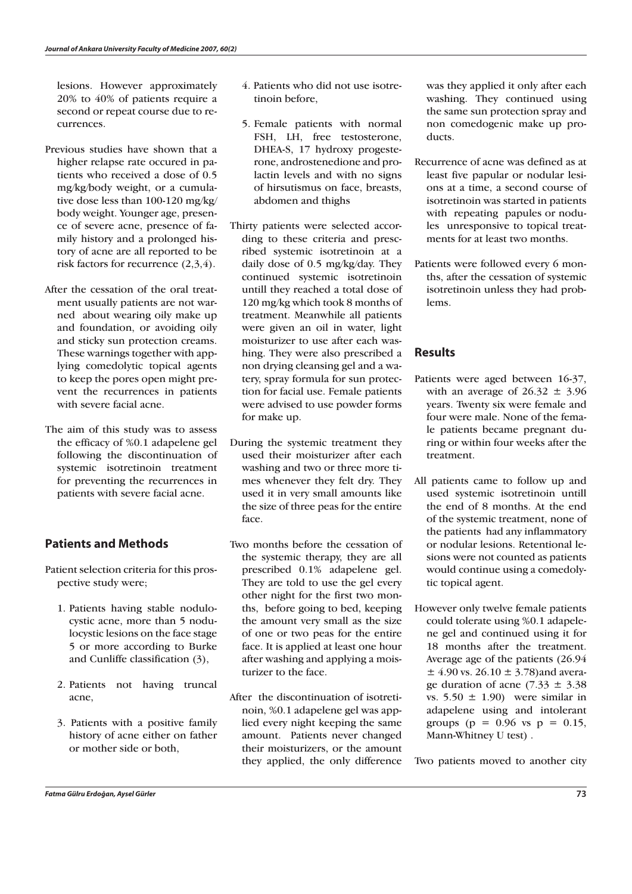lesions. However approximately 20% to 40% of patients require a second or repeat course due to recurrences.

Previous studies have shown that a higher relapse rate occured in patients who received a dose of 0.5 mg/kg/body weight, or a cumulative dose less than 100-120 mg/kg/body weight. Younger age, presence of severe acne, presence of family history and a prolonged history of acne are all reported to be risk factors for recurrence (2,3,4).

After the cessation of the oral treatment usually patients are not warned about wearing oily make up and foundation, or avoiding oily and sticky sun protection creams. These warnings together with applying comedolytic topical agents to keep the pores open might prevent the recurrences in patients with severe facial acne.

The aim of this study was to assess the efficacy of %0.1 adapelene gel following the discontinuation of systemic isotretinoin treatment for preventing the recurrences in patients with severe facial acne.

## Patients and Methods

Patient selection criteria for this prospective study were;

1. Patients having stable nodulocystic acne, more than 5 nodulocystic lesions on the face stage 5 or more according to Burke and Cunliffe classification (3),
2. Patients not having truncal acne,
3. Patients with a positive family history of acne either on father or mother side or both,
4. Patients who did not use isotretinoin before,
5. Female patients with normal FSH, LH, free testosterone, DHEA-S, 17 hydroxy progesterone, androstenedione and prolactin levels and with no signs of hirsutismus on face, breasts, abdomen and thighs

Thirty patients were selected according to these criteria and prescribed systemic isotretinoin at a daily dose of 0.5 mg/kg/day. They continued systemic isotretinoin untill they reached a total dose of 120 mg/kg which took 8 months of treatment. Meanwhile all patients were given an oil in water, light moisturizer to use after each washing. They were also prescribed a non drying cleansing gel and a watery, spray formula for sun protection for facial use. Female patients were advised to use powder forms for make up.

During the systemic treatment they used their moisturizer after each washing and two or three more times whenever they felt dry. They used it in very small amounts like the size of three peas for the entire face.

Two months before the cessation of the systemic therapy, they are all prescribed 0.1% adapelene gel. They are told to use the gel every other night for the first two months, before going to bed, keeping the amount very small as the size of one or two peas for the entire face. It is applied at least one hour after washing and applying a moisturizer to the face.

After the discontinuation of isotretinoin, %0.1 adapelene gel was applied every night keeping the same amount. Patients never changed their moisturizers, or the amount they applied, the only difference was they applied it only after each washing. They continued using the same sun protection spray and non comedogenic make up products.

Recurrence of acne was defined as at least five papular or nodular lesions at a time, a second course of isotretinoin was started in patients with repeating papules or nodules unresponsive to topical treatments for at least two months.

Patients were followed every 6 months, after the cessation of systemic isotretinoin unless they had problems.

## Results

Patients were aged between 16-37, with an average of $26.32 \pm 3.96$ years. Twenty six were female and four were male. None of the female patients became pregnant during or within four weeks after the treatment.

All patients came to follow up and used systemic isotretinoin untill the end of 8 months. At the end of the systemic treatment, none of the patients had any inflammatory or nodular lesions. Retentional lesions were not counted as patients would continue using a comedolytic topical agent.

However only twelve female patients could tolerate using %0.1 adapelene gel and continued using it for 18 months after the treatment. Average age of the patients ($26.94 \pm 4.90$ vs. $26.10 \pm 3.78$)and average duration of acne ($7.33 \pm 3.38$ vs. $5.50 \pm 1.90$) were similar in adapelene using and intolerant groups ($p = 0.96$ vs $p = 0.15$, Mann-Whitney U test) .

Two patients moved to another city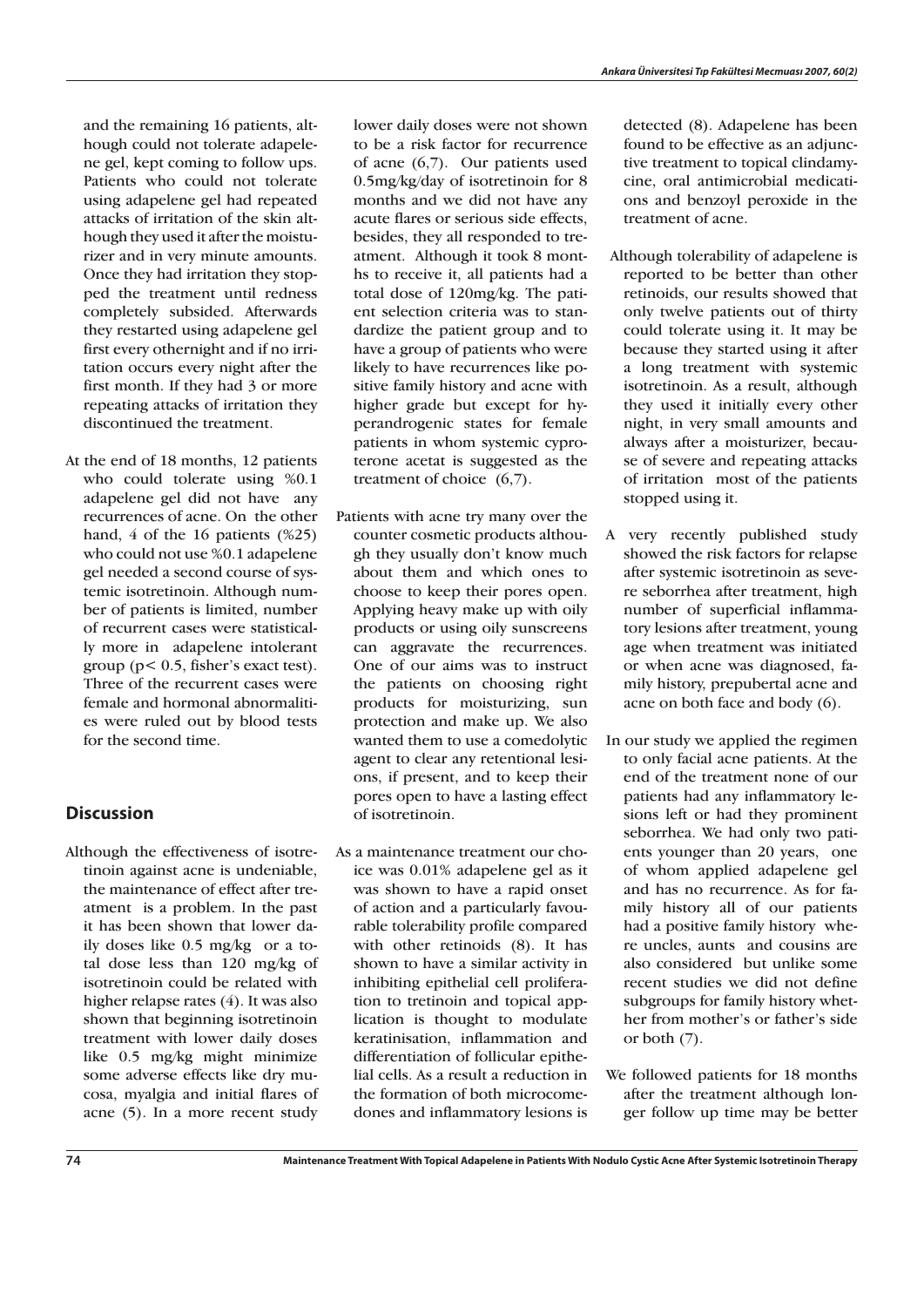and the remaining 16 patients, although could not tolerate adapelene gel, kept coming to follow ups. Patients who could not tolerate using adapelene gel had repeated attacks of irritation of the skin although they used it after the moisturizer and in very minute amounts. Once they had irritation they stopped the treatment until redness completely subsided. Afterwards they restarted using adapelene gel first every othernight and if no irritation occurs every night after the first month. If they had 3 or more repeating attacks of irritation they discontinued the treatment.

At the end of 18 months, 12 patients who could tolerate using %0.1 adapelene gel did not have any recurrences of acne. On the other hand, 4 of the 16 patients (%25) who could not use %0.1 adapelene gel needed a second course of systemic isotretinoin. Although number of patients is limited, number of recurrent cases were statistically more in adapelene intolerant group ($p< 0.5$, fisher's exact test). Three of the recurrent cases were female and hormonal abnormalities were ruled out by blood tests for the second time.

## Discussion

Although the effectiveness of isotretinoin against acne is undeniable, the maintenance of effect after treatment is a problem. In the past it has been shown that lower daily doses like 0.5 mg/kg or a total dose less than 120 mg/kg of isotretinoin could be related with higher relapse rates (4). It was also shown that beginning isotretinoin treatment with lower daily doses like 0.5 mg/kg might minimize some adverse effects like dry mucosa, myalgia and initial flares of acne (5). In a more recent study lower daily doses were not shown to be a risk factor for recurrence of acne (6,7). Our patients used 0.5mg/kg/day of isotretinoin for 8 months and we did not have any acute flares or serious side effects, besides, they all responded to treatment. Although it took 8 months to receive it, all patients had a total dose of 120mg/kg. The patient selection criteria was to standardize the patient group and to have a group of patients who were likely to have recurrences like positive family history and acne with higher grade but except for hyperandrogenic states for female patients in whom systemic cyproterone acetat is suggested as the treatment of choice (6,7).

Patients with acne try many over the counter cosmetic products although they usually don't know much about them and which ones to choose to keep their pores open. Applying heavy make up with oily products or using oily sunscreens can aggravate the recurrences. One of our aims was to instruct the patients on choosing right products for moisturizing, sun protection and make up. We also wanted them to use a comedolytic agent to clear any retentional lesions, if present, and to keep their pores open to have a lasting effect of isotretinoin.

As a maintenance treatment our choice was 0.01% adapelene gel as it was shown to have a rapid onset of action and a particularly favourable tolerability profile compared with other retinoids (8). It has shown to have a similar activity in inhibiting epithelial cell proliferation to tretinoin and topical application is thought to modulate keratinisation, inflammation and differentiation of follicular epithelial cells. As a result a reduction in the formation of both microcomedones and inflammatory lesions is detected (8). Adapelene has been found to be effective as an adjunctive treatment to topical clindamycine, oral antimicrobial medications and benzoyl peroxide in the treatment of acne.

Although tolerability of adapelene is reported to be better than other retinoids, our results showed that only twelve patients out of thirty could tolerate using it. It may be because they started using it after a long treatment with systemic isotretinoin. As a result, although they used it initially every other night, in very small amounts and always after a moisturizer, because of severe and repeating attacks of irritation most of the patients stopped using it.

A very recently published study showed the risk factors for relapse after systemic isotretinoin as severe seborrhea after treatment, high number of superficial inflammatory lesions after treatment, young age when treatment was initiated or when acne was diagnosed, family history, prepubertal acne and acne on both face and body (6).

In our study we applied the regimen to only facial acne patients. At the end of the treatment none of our patients had any inflammatory lesions left or had they prominent seborrhea. We had only two patients younger than 20 years, one of whom applied adapelene gel and has no recurrence. As for family history all of our patients had a positive family history where uncles, aunts and cousins are also considered but unlike some recent studies we did not define subgroups for family history whether from mother's or father's side or both (7).

We followed patients for 18 months after the treatment although longer follow up time may be better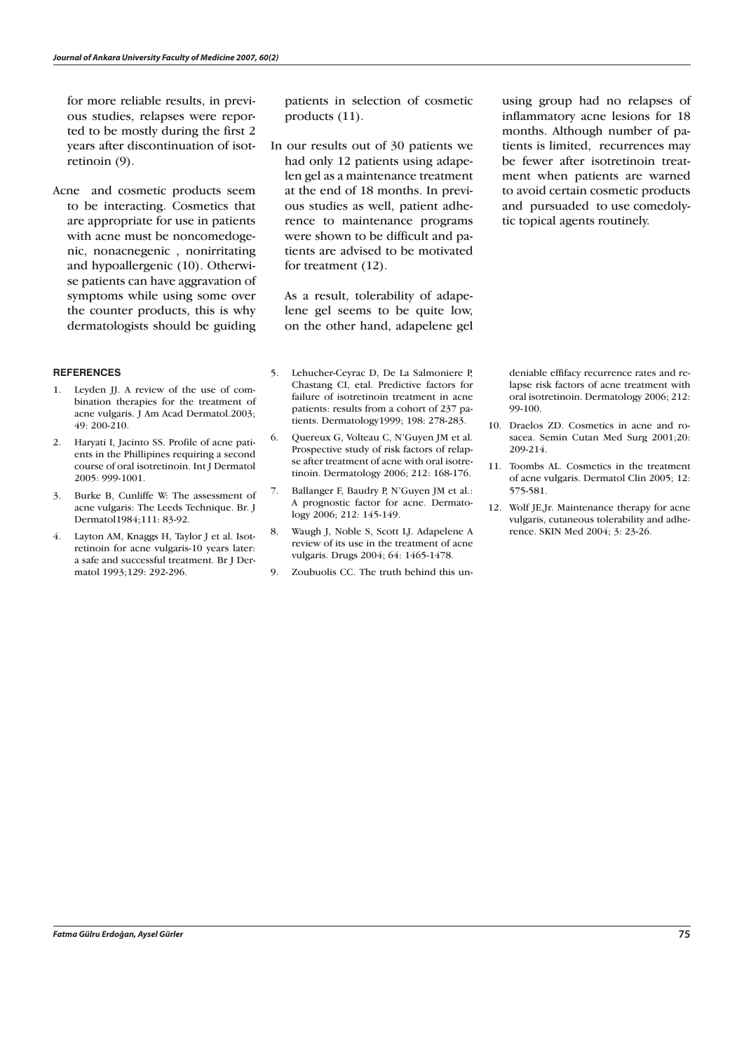for more reliable results, in previous studies, relapses were reported to be mostly during the first 2 years after discontinuation of isotretinoin (9).

Acne and cosmetic products seem to be interacting. Cosmetics that are appropriate for use in patients with acne must be noncomedogenic, nonacnegenic , nonirritating and hypoallergenic (10). Otherwise patients can have aggravation of symptoms while using some over the counter products, this is why dermatologists should be guiding patients in selection of cosmetic products (11).

In our results out of 30 patients we had only 12 patients using adapelen gel as a maintenance treatment at the end of 18 months. In previous studies as well, patient adherence to maintenance programs were shown to be difficult and patients are advised to be motivated for treatment (12).

As a result, tolerability of adapelene gel seems to be quite low, on the other hand, adapelene gel using group had no relapses of inflammatory acne lesions for 18 months. Although number of patients is limited, recurrences may be fewer after isotretinoin treatment when patients are warned to avoid certain cosmetic products and pursuaded to use comedolytic topical agents routinely.

## REFERENCES

1. Leyden JJ. A review of the use of combination therapies for the treatment of acne vulgaris. J Am Acad Dermatol.2003; 49: 200-210.
2. Haryati I, Jacinto SS. Profile of acne patients in the Phillipines requiring a second course of oral isotretinoin. Int J Dermatol 2005: 999-1001.
3. Burke B, Cunliffe W: The assessment of acne vulgaris: The Leeds Technique. Br. J Dermatol1984;111: 83-92.
4. Layton AM, Knaggs H, Taylor J et al. Isotretinoin for acne vulgaris-10 years later: a safe and successful treatment. Br J Dermatol 1993;129: 292-296.
5. Lehucher-Ceyrac D, De La Salmoniere P, Chastang CI, etal. Predictive factors for failure of isotretinoin treatment in acne patients: results from a cohort of 237 patients. Dermatology1999; 198: 278-283.
6. Quereux G, Volteau C, N'Guyen JM et al. Prospective study of risk factors of relapse after treatment of acne with oral isotretinoin. Dermatology 2006; 212: 168-176.
7. Ballanger F, Baudry P, N'Guyen JM et al.: A prognostic factor for acne. Dermatology 2006; 212: 145-149.
8. Waugh J, Noble S, Scott LJ. Adapelene A review of its use in the treatment of acne vulgaris. Drugs 2004; 64: 1465-1478.
9. Zoubuolis CC. The truth behind this undeniable effifacy recurrence rates and relapse risk factors of acne treatment with oral isotretinoin. Dermatology 2006; 212: 99-100.
10. Draelos ZD. Cosmetics in acne and rosacea. Semin Cutan Med Surg 2001;20: 209-214.
11. Toombs AL. Cosmetics in the treatment of acne vulgaris. Dermatol Clin 2005; 12: 575-581.
12. Wolf JE,Jr. Maintenance therapy for acne vulgaris, cutaneous tolerability and adherence. SKIN Med 2004; 3: 23-26.